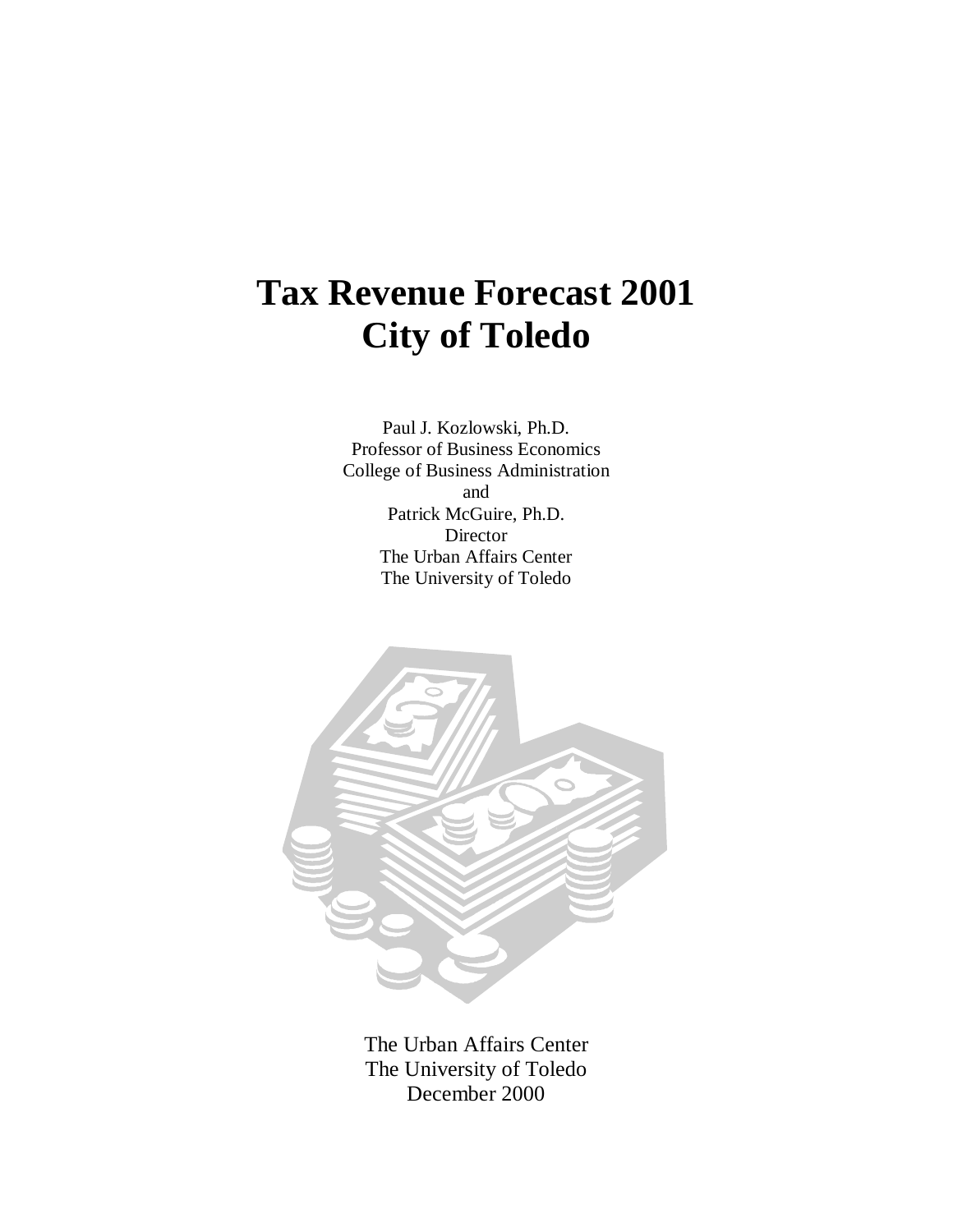# Tax Revenue Forecast 2001
# City of Toledo

Paul J. Kozlowski, Ph.D.
Professor of Business Economics
College of Business Administration
and
Patrick McGuire, Ph.D.
Director
The Urban Affairs Center
The University of Toledo

The Urban Affairs Center
The University of Toledo
December 2000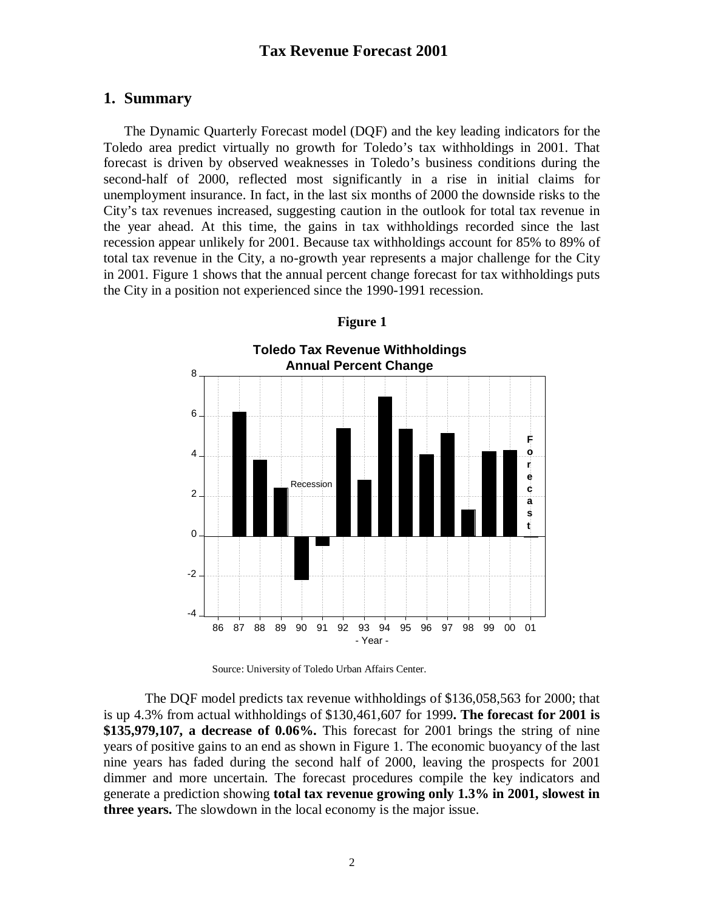# Tax Revenue Forecast 2001

## 1. Summary

The Dynamic Quarterly Forecast model (DQF) and the key leading indicators for the Toledo area predict virtually no growth for Toledo's tax withholdings in 2001. That forecast is driven by observed weaknesses in Toledo's business conditions during the second-half of 2000, reflected most significantly in a rise in initial claims for unemployment insurance. In fact, in the last six months of 2000 the downside risks to the City's tax revenues increased, suggesting caution in the outlook for total tax revenue in the year ahead. At this time, the gains in tax withholdings recorded since the last recession appear unlikely for 2001. Because tax withholdings account for 85% to 89% of total tax revenue in the City, a no-growth year represents a major challenge for the City in 2001. Figure 1 shows that the annual percent change forecast for tax withholdings puts the City in a position not experienced since the 1990-1991 recession.

**Figure 1**

**Toledo Tax Revenue Withholdings**
**Annual Percent Change**

Source: University of Toledo Urban Affairs Center.

The DQF model predicts tax revenue withholdings of $136,058,563 for 2000; that is up 4.3% from actual withholdings of $130,461,607 for 1999**. The forecast for 2001 is $135,979,107, a decrease of 0.06%.** This forecast for 2001 brings the string of nine years of positive gains to an end as shown in Figure 1. The economic buoyancy of the last nine years has faded during the second half of 2000, leaving the prospects for 2001 dimmer and more uncertain. The forecast procedures compile the key indicators and generate a prediction showing **total tax revenue growing only 1.3% in 2001, slowest in three years.** The slowdown in the local economy is the major issue.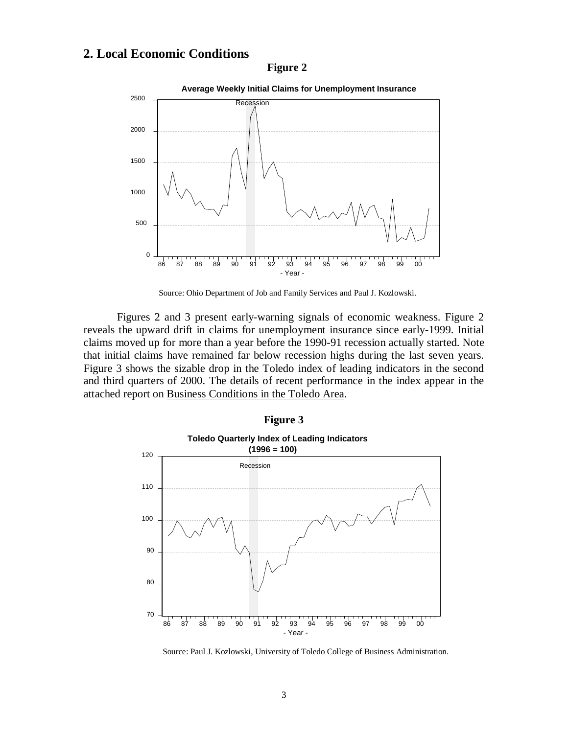## 2. Local Economic Conditions

**Figure 2**

**Average Weekly Initial Claims for Unemployment Insurance**

Source: Ohio Department of Job and Family Services and Paul J. Kozlowski.

Figures 2 and 3 present early-warning signals of economic weakness. Figure 2 reveals the upward drift in claims for unemployment insurance since early-1999. Initial claims moved up for more than a year before the 1990-91 recession actually started. Note that initial claims have remained far below recession highs during the last seven years. Figure 3 shows the sizable drop in the Toledo index of leading indicators in the second and third quarters of 2000. The details of recent performance in the index appear in the attached report on Business Conditions in the Toledo Area.

**Figure 3**

**Toledo Quarterly Index of Leading Indicators (1996 = 100)**

Source: Paul J. Kozlowski, University of Toledo College of Business Administration.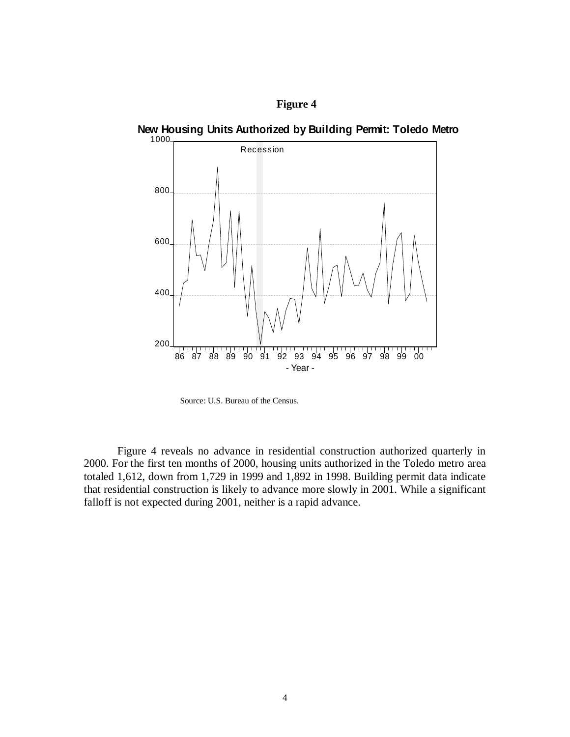**Figure 4**

**New Housing Units Authorized by Building Permit: Toledo Metro**

Source: U.S. Bureau of the Census.

Figure 4 reveals no advance in residential construction authorized quarterly in 2000. For the first ten months of 2000, housing units authorized in the Toledo metro area totaled 1,612, down from 1,729 in 1999 and 1,892 in 1998. Building permit data indicate that residential construction is likely to advance more slowly in 2001. While a significant falloff is not expected during 2001, neither is a rapid advance.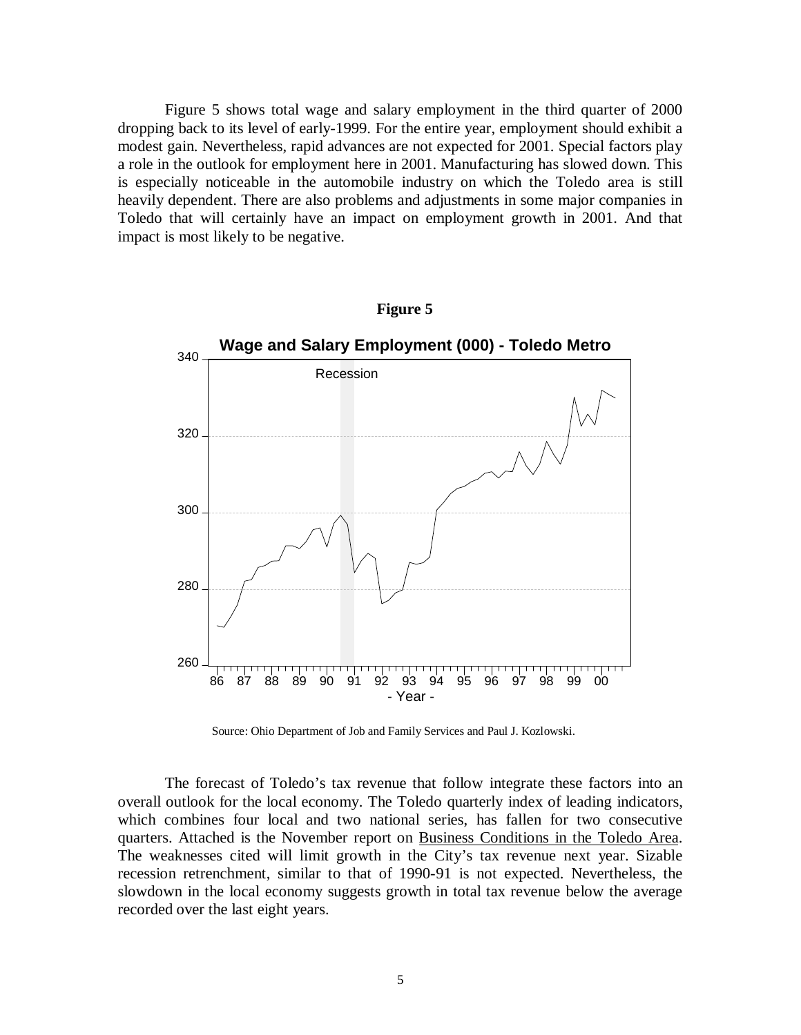Figure 5 shows total wage and salary employment in the third quarter of 2000 dropping back to its level of early-1999. For the entire year, employment should exhibit a modest gain. Nevertheless, rapid advances are not expected for 2001. Special factors play a role in the outlook for employment here in 2001. Manufacturing has slowed down. This is especially noticeable in the automobile industry on which the Toledo area is still heavily dependent. There are also problems and adjustments in some major companies in Toledo that will certainly have an impact on employment growth in 2001. And that impact is most likely to be negative.

**Figure 5**

**Wage and Salary Employment (000) - Toledo Metro**

Source: Ohio Department of Job and Family Services and Paul J. Kozlowski.

The forecast of Toledo's tax revenue that follow integrate these factors into an overall outlook for the local economy. The Toledo quarterly index of leading indicators, which combines four local and two national series, has fallen for two consecutive quarters. Attached is the November report on Business Conditions in the Toledo Area. The weaknesses cited will limit growth in the City's tax revenue next year. Sizable recession retrenchment, similar to that of 1990-91 is not expected. Nevertheless, the slowdown in the local economy suggests growth in total tax revenue below the average recorded over the last eight years.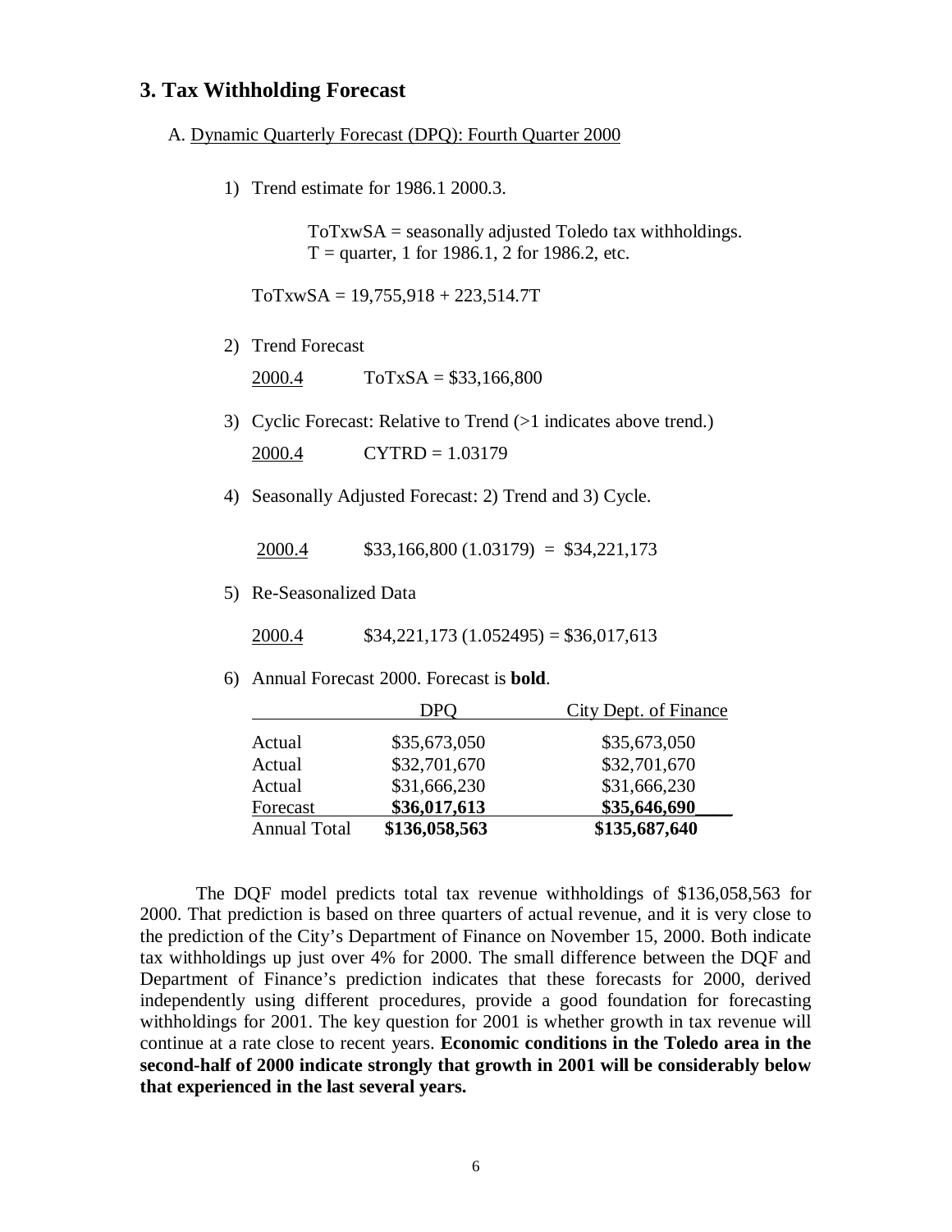## 3. Tax Withholding Forecast

A. Dynamic Quarterly Forecast (DPQ): Fourth Quarter 2000

1) Trend estimate for 1986.1 2000.3.

   ToTxwSA = seasonally adjusted Toledo tax withholdings.
   T = quarter, 1 for 1986.1, 2 for 1986.2, etc.

   ToTxwSA = 19,755,918 + 223,514.7T

2) Trend Forecast

   2000.4 ToTxSA = $33,166,800

3) Cyclic Forecast: Relative to Trend (>1 indicates above trend.)

   2000.4 CYTRD = 1.03179

4) Seasonally Adjusted Forecast: 2) Trend and 3) Cycle.

   2000.4 $33,166,800 (1.03179) = $34,221,173

5) Re-Seasonalized Data

   2000.4 $34,221,173 (1.052495) = $36,017,613

6) Annual Forecast 2000. Forecast is **bold**.

| | DPQ | City Dept. of Finance |
|---|---|---|
| Actual | $35,673,050 | $35,673,050 |
| Actual | $32,701,670 | $32,701,670 |
| Actual | $31,666,230 | $31,666,230 |
| Forecast | **$36,017,613** | **$35,646,690** |
| Annual Total | **$136,058,563** | **$135,687,640** |

The DQF model predicts total tax revenue withholdings of $136,058,563 for 2000. That prediction is based on three quarters of actual revenue, and it is very close to the prediction of the City's Department of Finance on November 15, 2000. Both indicate tax withholdings up just over 4% for 2000. The small difference between the DQF and Department of Finance's prediction indicates that these forecasts for 2000, derived independently using different procedures, provide a good foundation for forecasting withholdings for 2001. The key question for 2001 is whether growth in tax revenue will continue at a rate close to recent years. **Economic conditions in the Toledo area in the second-half of 2000 indicate strongly that growth in 2001 will be considerably below that experienced in the last several years.**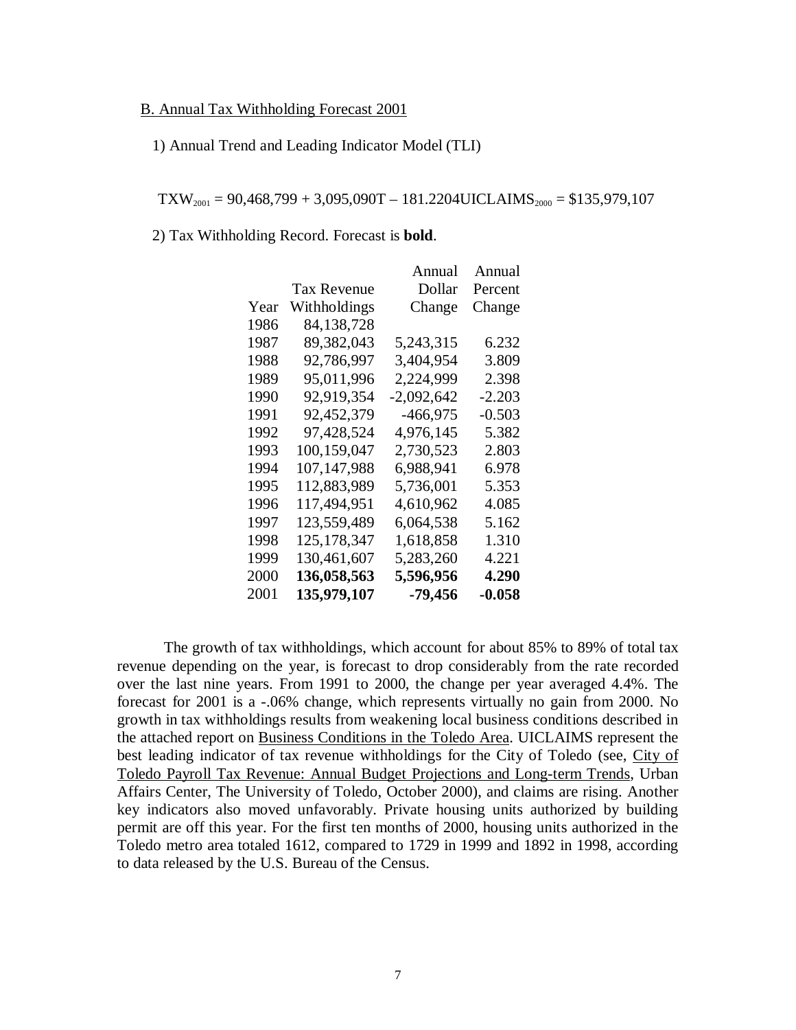B. Annual Tax Withholding Forecast 2001

1) Annual Trend and Leading Indicator Model (TLI)

$$TXW_{2001} = 90{,}468{,}799 + 3{,}095{,}090T - 181.2204UICLAIMS_{2000} = \$135{,}979{,}107$$

2) Tax Withholding Record. Forecast is **bold**.

| Year | Tax Revenue Withholdings | Annual Dollar Change | Annual Percent Change |
|---|---|---|---|
| 1986 | 84,138,728 | | |
| 1987 | 89,382,043 | 5,243,315 | 6.232 |
| 1988 | 92,786,997 | 3,404,954 | 3.809 |
| 1989 | 95,011,996 | 2,224,999 | 2.398 |
| 1990 | 92,919,354 | -2,092,642 | -2.203 |
| 1991 | 92,452,379 | -466,975 | -0.503 |
| 1992 | 97,428,524 | 4,976,145 | 5.382 |
| 1993 | 100,159,047 | 2,730,523 | 2.803 |
| 1994 | 107,147,988 | 6,988,941 | 6.978 |
| 1995 | 112,883,989 | 5,736,001 | 5.353 |
| 1996 | 117,494,951 | 4,610,962 | 4.085 |
| 1997 | 123,559,489 | 6,064,538 | 5.162 |
| 1998 | 125,178,347 | 1,618,858 | 1.310 |
| 1999 | 130,461,607 | 5,283,260 | 4.221 |
| 2000 | **136,058,563** | **5,596,956** | **4.290** |
| 2001 | **135,979,107** | **-79,456** | **-0.058** |

The growth of tax withholdings, which account for about 85% to 89% of total tax revenue depending on the year, is forecast to drop considerably from the rate recorded over the last nine years. From 1991 to 2000, the change per year averaged 4.4%. The forecast for 2001 is a -.06% change, which represents virtually no gain from 2000. No growth in tax withholdings results from weakening local business conditions described in the attached report on Business Conditions in the Toledo Area. UICLAIMS represent the best leading indicator of tax revenue withholdings for the City of Toledo (see, City of Toledo Payroll Tax Revenue: Annual Budget Projections and Long-term Trends, Urban Affairs Center, The University of Toledo, October 2000), and claims are rising. Another key indicators also moved unfavorably. Private housing units authorized by building permit are off this year. For the first ten months of 2000, housing units authorized in the Toledo metro area totaled 1612, compared to 1729 in 1999 and 1892 in 1998, according to data released by the U.S. Bureau of the Census.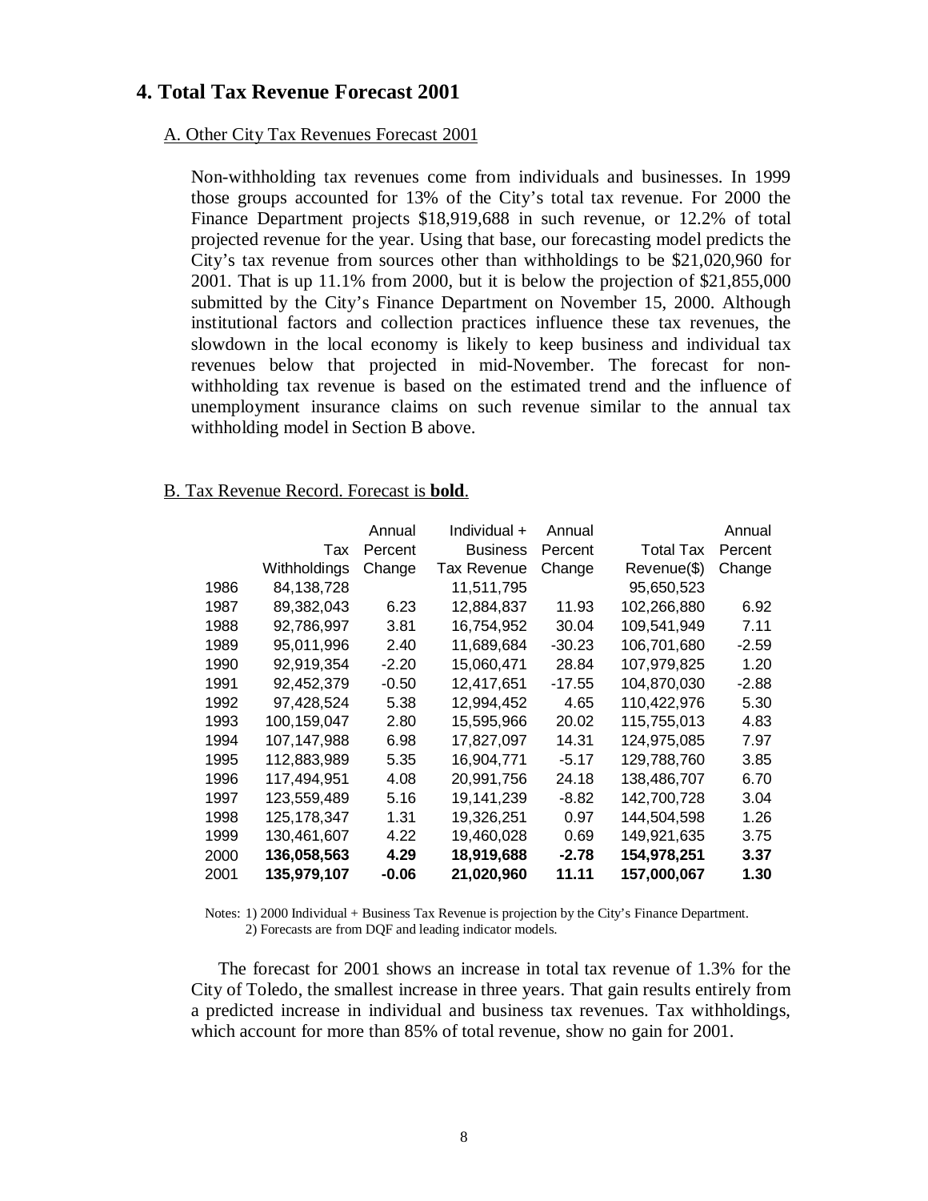## 4. Total Tax Revenue Forecast 2001

### A. Other City Tax Revenues Forecast 2001

Non-withholding tax revenues come from individuals and businesses. In 1999 those groups accounted for 13% of the City's total tax revenue. For 2000 the Finance Department projects $18,919,688 in such revenue, or 12.2% of total projected revenue for the year. Using that base, our forecasting model predicts the City's tax revenue from sources other than withholdings to be $21,020,960 for 2001. That is up 11.1% from 2000, but it is below the projection of $21,855,000 submitted by the City's Finance Department on November 15, 2000. Although institutional factors and collection practices influence these tax revenues, the slowdown in the local economy is likely to keep business and individual tax revenues below that projected in mid-November. The forecast for non-withholding tax revenue is based on the estimated trend and the influence of unemployment insurance claims on such revenue similar to the annual tax withholding model in Section B above.

### B. Tax Revenue Record. Forecast is **bold**.

| | Tax Withholdings | Annual Percent Change | Individual + Business Tax Revenue | Annual Percent Change | Total Tax Revenue($) | Annual Percent Change |
|---|---|---|---|---|---|---|
| 1986 | 84,138,728 | | 11,511,795 | | 95,650,523 | |
| 1987 | 89,382,043 | 6.23 | 12,884,837 | 11.93 | 102,266,880 | 6.92 |
| 1988 | 92,786,997 | 3.81 | 16,754,952 | 30.04 | 109,541,949 | 7.11 |
| 1989 | 95,011,996 | 2.40 | 11,689,684 | -30.23 | 106,701,680 | -2.59 |
| 1990 | 92,919,354 | -2.20 | 15,060,471 | 28.84 | 107,979,825 | 1.20 |
| 1991 | 92,452,379 | -0.50 | 12,417,651 | -17.55 | 104,870,030 | -2.88 |
| 1992 | 97,428,524 | 5.38 | 12,994,452 | 4.65 | 110,422,976 | 5.30 |
| 1993 | 100,159,047 | 2.80 | 15,595,966 | 20.02 | 115,755,013 | 4.83 |
| 1994 | 107,147,988 | 6.98 | 17,827,097 | 14.31 | 124,975,085 | 7.97 |
| 1995 | 112,883,989 | 5.35 | 16,904,771 | -5.17 | 129,788,760 | 3.85 |
| 1996 | 117,494,951 | 4.08 | 20,991,756 | 24.18 | 138,486,707 | 6.70 |
| 1997 | 123,559,489 | 5.16 | 19,141,239 | -8.82 | 142,700,728 | 3.04 |
| 1998 | 125,178,347 | 1.31 | 19,326,251 | 0.97 | 144,504,598 | 1.26 |
| 1999 | 130,461,607 | 4.22 | 19,460,028 | 0.69 | 149,921,635 | 3.75 |
| 2000 | **136,058,563** | **4.29** | **18,919,688** | **-2.78** | **154,978,251** | **3.37** |
| 2001 | **135,979,107** | **-0.06** | **21,020,960** | **11.11** | **157,000,067** | **1.30** |

Notes: 1) 2000 Individual + Business Tax Revenue is projection by the City's Finance Department.
2) Forecasts are from DQF and leading indicator models.

The forecast for 2001 shows an increase in total tax revenue of 1.3% for the City of Toledo, the smallest increase in three years. That gain results entirely from a predicted increase in individual and business tax revenues. Tax withholdings, which account for more than 85% of total revenue, show no gain for 2001.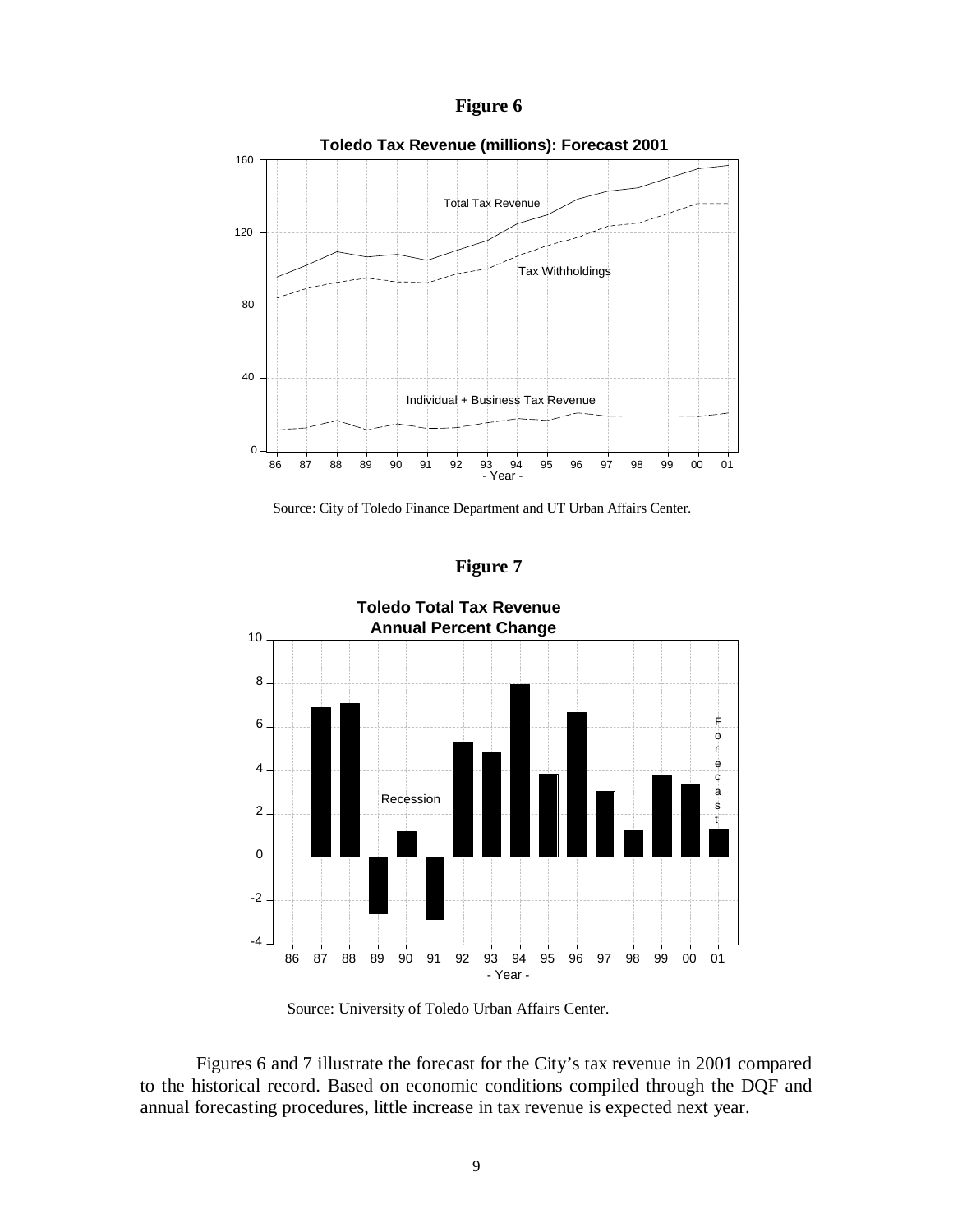**Figure 6**

**Toledo Tax Revenue (millions): Forecast 2001**

Source: City of Toledo Finance Department and UT Urban Affairs Center.

**Figure 7**

**Toledo Total Tax Revenue Annual Percent Change**

Source: University of Toledo Urban Affairs Center.

Figures 6 and 7 illustrate the forecast for the City's tax revenue in 2001 compared to the historical record. Based on economic conditions compiled through the DQF and annual forecasting procedures, little increase in tax revenue is expected next year.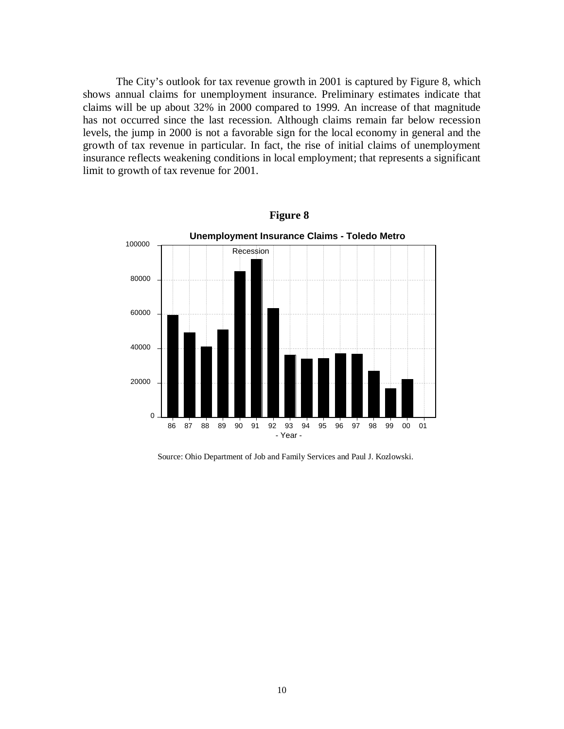The City's outlook for tax revenue growth in 2001 is captured by Figure 8, which shows annual claims for unemployment insurance. Preliminary estimates indicate that claims will be up about 32% in 2000 compared to 1999. An increase of that magnitude has not occurred since the last recession. Although claims remain far below recession levels, the jump in 2000 is not a favorable sign for the local economy in general and the growth of tax revenue in particular. In fact, the rise of initial claims of unemployment insurance reflects weakening conditions in local employment; that represents a significant limit to growth of tax revenue for 2001.

**Figure 8**

Unemployment Insurance Claims - Toledo Metro

100000
80000
60000
40000
20000
0

Recession

86 87 88 89 90 91 92 93 94 95 96 97 98 99 00 01

- Year -

Source: Ohio Department of Job and Family Services and Paul J. Kozlowski.